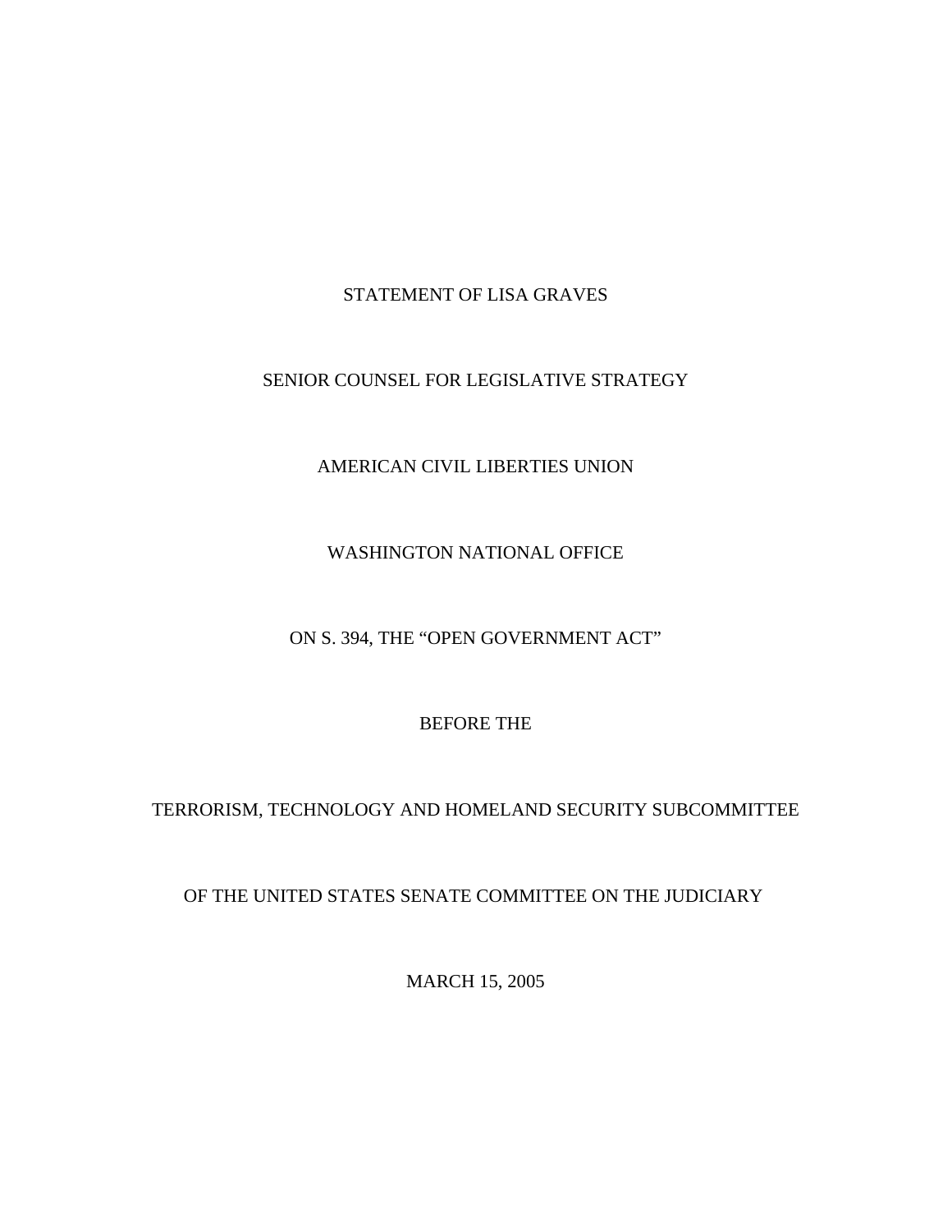STATEMENT OF LISA GRAVES

SENIOR COUNSEL FOR LEGISLATIVE STRATEGY

AMERICAN CIVIL LIBERTIES UNION

WASHINGTON NATIONAL OFFICE

ON S. 394, THE "OPEN GOVERNMENT ACT"

BEFORE THE

TERRORISM, TECHNOLOGY AND HOMELAND SECURITY SUBCOMMITTEE

OF THE UNITED STATES SENATE COMMITTEE ON THE JUDICIARY

MARCH 15, 2005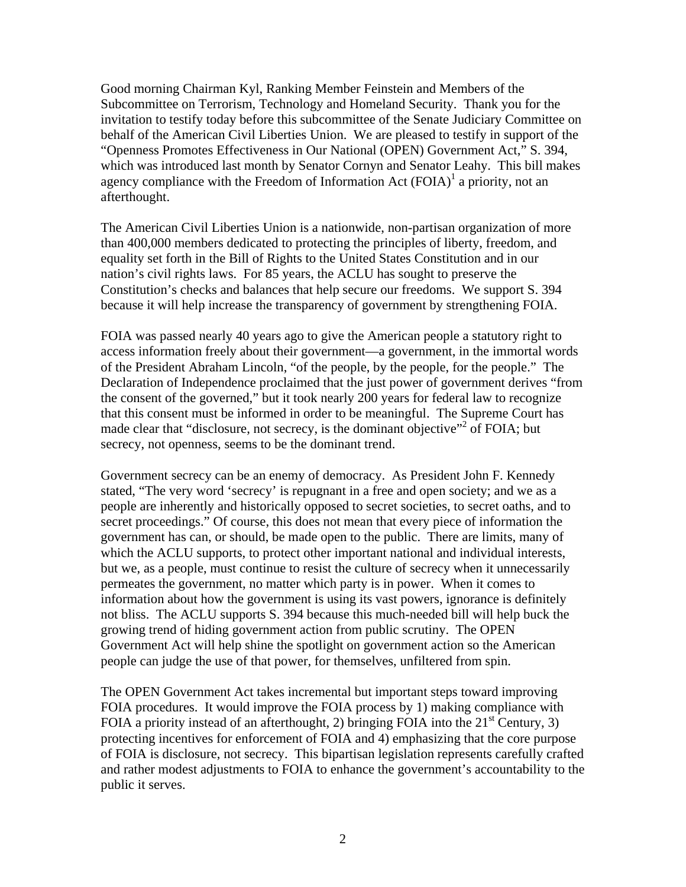Good morning Chairman Kyl, Ranking Member Feinstein and Members of the Subcommittee on Terrorism, Technology and Homeland Security. Thank you for the invitation to testify today before this subcommittee of the Senate Judiciary Committee on behalf of the American Civil Liberties Union. We are pleased to testify in support of the "Openness Promotes Effectiveness in Our National (OPEN) Government Act," S. 394, which was introduced last month by Senator Cornyn and Senator Leahy. This bill makes agency compliance with the Freedom of Information Act (FOIA)[1] a priority, not an afterthought.

The American Civil Liberties Union is a nationwide, non-partisan organization of more than 400,000 members dedicated to protecting the principles of liberty, freedom, and equality set forth in the Bill of Rights to the United States Constitution and in our nation's civil rights laws. For 85 years, the ACLU has sought to preserve the Constitution's checks and balances that help secure our freedoms. We support S. 394 because it will help increase the transparency of government by strengthening FOIA.

FOIA was passed nearly 40 years ago to give the American people a statutory right to access information freely about their government—a government, in the immortal words of the President Abraham Lincoln, "of the people, by the people, for the people." The Declaration of Independence proclaimed that the just power of government derives "from the consent of the governed," but it took nearly 200 years for federal law to recognize that this consent must be informed in order to be meaningful. The Supreme Court has made clear that "disclosure, not secrecy, is the dominant objective"[2] of FOIA; but secrecy, not openness, seems to be the dominant trend.

Government secrecy can be an enemy of democracy. As President John F. Kennedy stated, "The very word 'secrecy' is repugnant in a free and open society; and we as a people are inherently and historically opposed to secret societies, to secret oaths, and to secret proceedings." Of course, this does not mean that every piece of information the government has can, or should, be made open to the public. There are limits, many of which the ACLU supports, to protect other important national and individual interests, but we, as a people, must continue to resist the culture of secrecy when it unnecessarily permeates the government, no matter which party is in power. When it comes to information about how the government is using its vast powers, ignorance is definitely not bliss. The ACLU supports S. 394 because this much-needed bill will help buck the growing trend of hiding government action from public scrutiny. The OPEN Government Act will help shine the spotlight on government action so the American people can judge the use of that power, for themselves, unfiltered from spin.

The OPEN Government Act takes incremental but important steps toward improving FOIA procedures. It would improve the FOIA process by 1) making compliance with FOIA a priority instead of an afterthought, 2) bringing FOIA into the 21st Century, 3) protecting incentives for enforcement of FOIA and 4) emphasizing that the core purpose of FOIA is disclosure, not secrecy. This bipartisan legislation represents carefully crafted and rather modest adjustments to FOIA to enhance the government's accountability to the public it serves.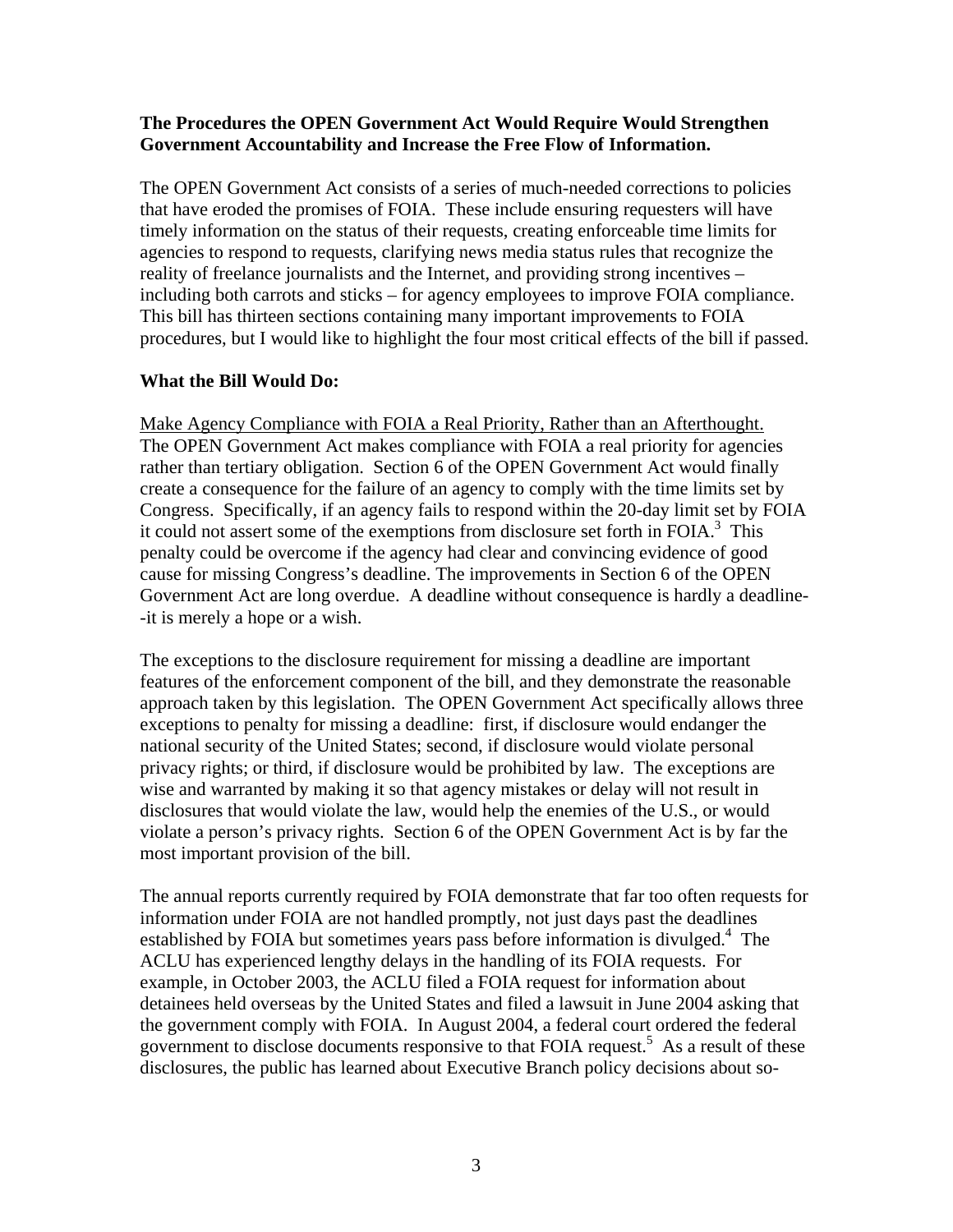**The Procedures the OPEN Government Act Would Require Would Strengthen Government Accountability and Increase the Free Flow of Information.**

The OPEN Government Act consists of a series of much-needed corrections to policies that have eroded the promises of FOIA. These include ensuring requesters will have timely information on the status of their requests, creating enforceable time limits for agencies to respond to requests, clarifying news media status rules that recognize the reality of freelance journalists and the Internet, and providing strong incentives – including both carrots and sticks – for agency employees to improve FOIA compliance. This bill has thirteen sections containing many important improvements to FOIA procedures, but I would like to highlight the four most critical effects of the bill if passed.

**What the Bill Would Do:**

<u>Make Agency Compliance with FOIA a Real Priority, Rather than an Afterthought.</u> The OPEN Government Act makes compliance with FOIA a real priority for agencies rather than tertiary obligation. Section 6 of the OPEN Government Act would finally create a consequence for the failure of an agency to comply with the time limits set by Congress. Specifically, if an agency fails to respond within the 20-day limit set by FOIA it could not assert some of the exemptions from disclosure set forth in FOIA.[3] This penalty could be overcome if the agency had clear and convincing evidence of good cause for missing Congress's deadline. The improvements in Section 6 of the OPEN Government Act are long overdue. A deadline without consequence is hardly a deadline--it is merely a hope or a wish.

The exceptions to the disclosure requirement for missing a deadline are important features of the enforcement component of the bill, and they demonstrate the reasonable approach taken by this legislation. The OPEN Government Act specifically allows three exceptions to penalty for missing a deadline: first, if disclosure would endanger the national security of the United States; second, if disclosure would violate personal privacy rights; or third, if disclosure would be prohibited by law. The exceptions are wise and warranted by making it so that agency mistakes or delay will not result in disclosures that would violate the law, would help the enemies of the U.S., or would violate a person's privacy rights. Section 6 of the OPEN Government Act is by far the most important provision of the bill.

The annual reports currently required by FOIA demonstrate that far too often requests for information under FOIA are not handled promptly, not just days past the deadlines established by FOIA but sometimes years pass before information is divulged.[4] The ACLU has experienced lengthy delays in the handling of its FOIA requests. For example, in October 2003, the ACLU filed a FOIA request for information about detainees held overseas by the United States and filed a lawsuit in June 2004 asking that the government comply with FOIA. In August 2004, a federal court ordered the federal government to disclose documents responsive to that FOIA request.[5] As a result of these disclosures, the public has learned about Executive Branch policy decisions about so-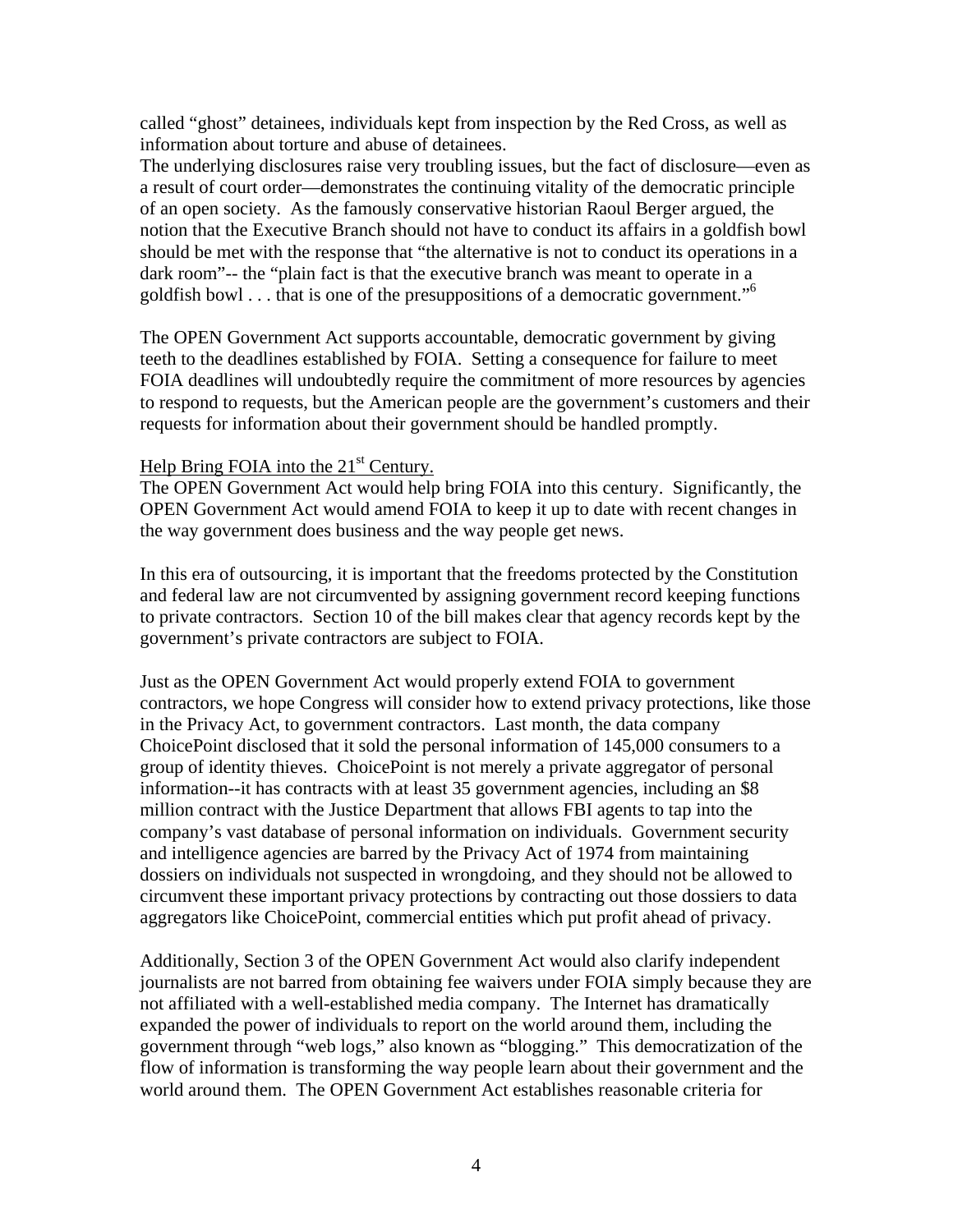called "ghost" detainees, individuals kept from inspection by the Red Cross, as well as information about torture and abuse of detainees.

The underlying disclosures raise very troubling issues, but the fact of disclosure—even as a result of court order—demonstrates the continuing vitality of the democratic principle of an open society. As the famously conservative historian Raoul Berger argued, the notion that the Executive Branch should not have to conduct its affairs in a goldfish bowl should be met with the response that "the alternative is not to conduct its operations in a dark room"-- the "plain fact is that the executive branch was meant to operate in a goldfish bowl . . . that is one of the presuppositions of a democratic government."[6]

The OPEN Government Act supports accountable, democratic government by giving teeth to the deadlines established by FOIA. Setting a consequence for failure to meet FOIA deadlines will undoubtedly require the commitment of more resources by agencies to respond to requests, but the American people are the government's customers and their requests for information about their government should be handled promptly.

Help Bring FOIA into the 21st Century.

The OPEN Government Act would help bring FOIA into this century. Significantly, the OPEN Government Act would amend FOIA to keep it up to date with recent changes in the way government does business and the way people get news.

In this era of outsourcing, it is important that the freedoms protected by the Constitution and federal law are not circumvented by assigning government record keeping functions to private contractors. Section 10 of the bill makes clear that agency records kept by the government's private contractors are subject to FOIA.

Just as the OPEN Government Act would properly extend FOIA to government contractors, we hope Congress will consider how to extend privacy protections, like those in the Privacy Act, to government contractors. Last month, the data company ChoicePoint disclosed that it sold the personal information of 145,000 consumers to a group of identity thieves. ChoicePoint is not merely a private aggregator of personal information--it has contracts with at least 35 government agencies, including an $8 million contract with the Justice Department that allows FBI agents to tap into the company's vast database of personal information on individuals. Government security and intelligence agencies are barred by the Privacy Act of 1974 from maintaining dossiers on individuals not suspected in wrongdoing, and they should not be allowed to circumvent these important privacy protections by contracting out those dossiers to data aggregators like ChoicePoint, commercial entities which put profit ahead of privacy.

Additionally, Section 3 of the OPEN Government Act would also clarify independent journalists are not barred from obtaining fee waivers under FOIA simply because they are not affiliated with a well-established media company. The Internet has dramatically expanded the power of individuals to report on the world around them, including the government through "web logs," also known as "blogging." This democratization of the flow of information is transforming the way people learn about their government and the world around them. The OPEN Government Act establishes reasonable criteria for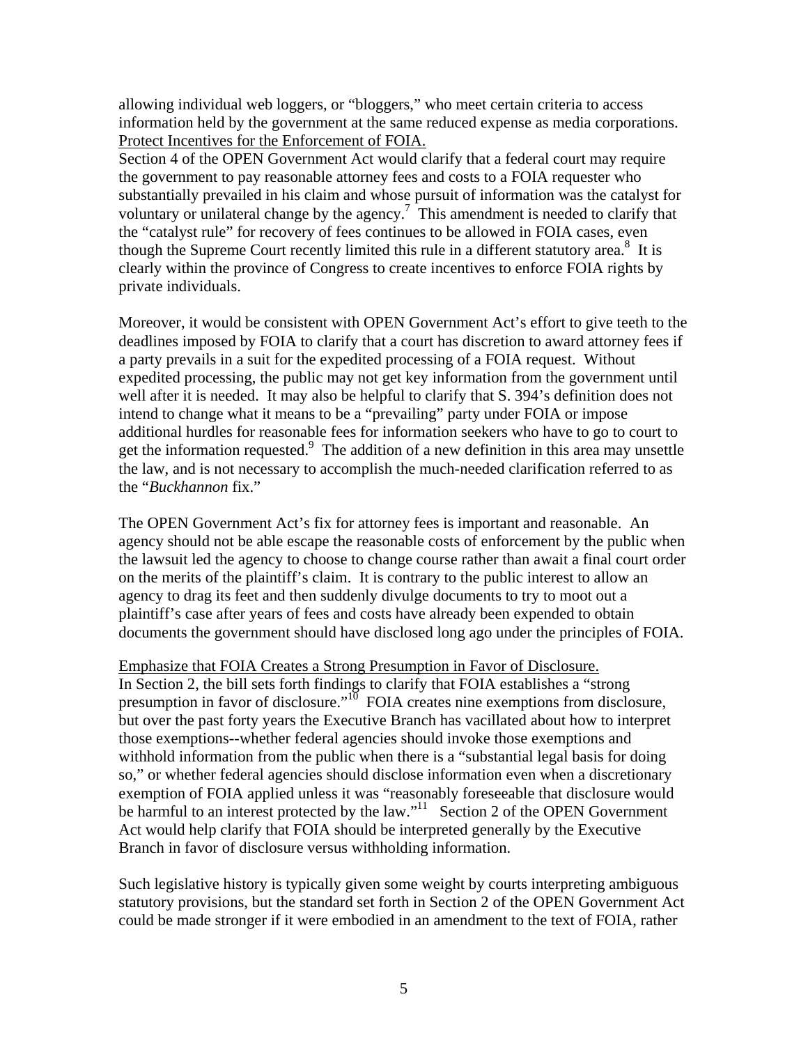allowing individual web loggers, or "bloggers," who meet certain criteria to access information held by the government at the same reduced expense as media corporations.

Protect Incentives for the Enforcement of FOIA.

Section 4 of the OPEN Government Act would clarify that a federal court may require the government to pay reasonable attorney fees and costs to a FOIA requester who substantially prevailed in his claim and whose pursuit of information was the catalyst for voluntary or unilateral change by the agency.[7] This amendment is needed to clarify that the "catalyst rule" for recovery of fees continues to be allowed in FOIA cases, even though the Supreme Court recently limited this rule in a different statutory area.[8] It is clearly within the province of Congress to create incentives to enforce FOIA rights by private individuals.

Moreover, it would be consistent with OPEN Government Act's effort to give teeth to the deadlines imposed by FOIA to clarify that a court has discretion to award attorney fees if a party prevails in a suit for the expedited processing of a FOIA request. Without expedited processing, the public may not get key information from the government until well after it is needed. It may also be helpful to clarify that S. 394's definition does not intend to change what it means to be a "prevailing" party under FOIA or impose additional hurdles for reasonable fees for information seekers who have to go to court to get the information requested.[9] The addition of a new definition in this area may unsettle the law, and is not necessary to accomplish the much-needed clarification referred to as the "*Buckhannon* fix."

The OPEN Government Act's fix for attorney fees is important and reasonable. An agency should not be able escape the reasonable costs of enforcement by the public when the lawsuit led the agency to choose to change course rather than await a final court order on the merits of the plaintiff's claim. It is contrary to the public interest to allow an agency to drag its feet and then suddenly divulge documents to try to moot out a plaintiff's case after years of fees and costs have already been expended to obtain documents the government should have disclosed long ago under the principles of FOIA.

Emphasize that FOIA Creates a Strong Presumption in Favor of Disclosure.

In Section 2, the bill sets forth findings to clarify that FOIA establishes a "strong presumption in favor of disclosure."[10] FOIA creates nine exemptions from disclosure, but over the past forty years the Executive Branch has vacillated about how to interpret those exemptions--whether federal agencies should invoke those exemptions and withhold information from the public when there is a "substantial legal basis for doing so," or whether federal agencies should disclose information even when a discretionary exemption of FOIA applied unless it was "reasonably foreseeable that disclosure would be harmful to an interest protected by the law."[11] Section 2 of the OPEN Government Act would help clarify that FOIA should be interpreted generally by the Executive Branch in favor of disclosure versus withholding information.

Such legislative history is typically given some weight by courts interpreting ambiguous statutory provisions, but the standard set forth in Section 2 of the OPEN Government Act could be made stronger if it were embodied in an amendment to the text of FOIA, rather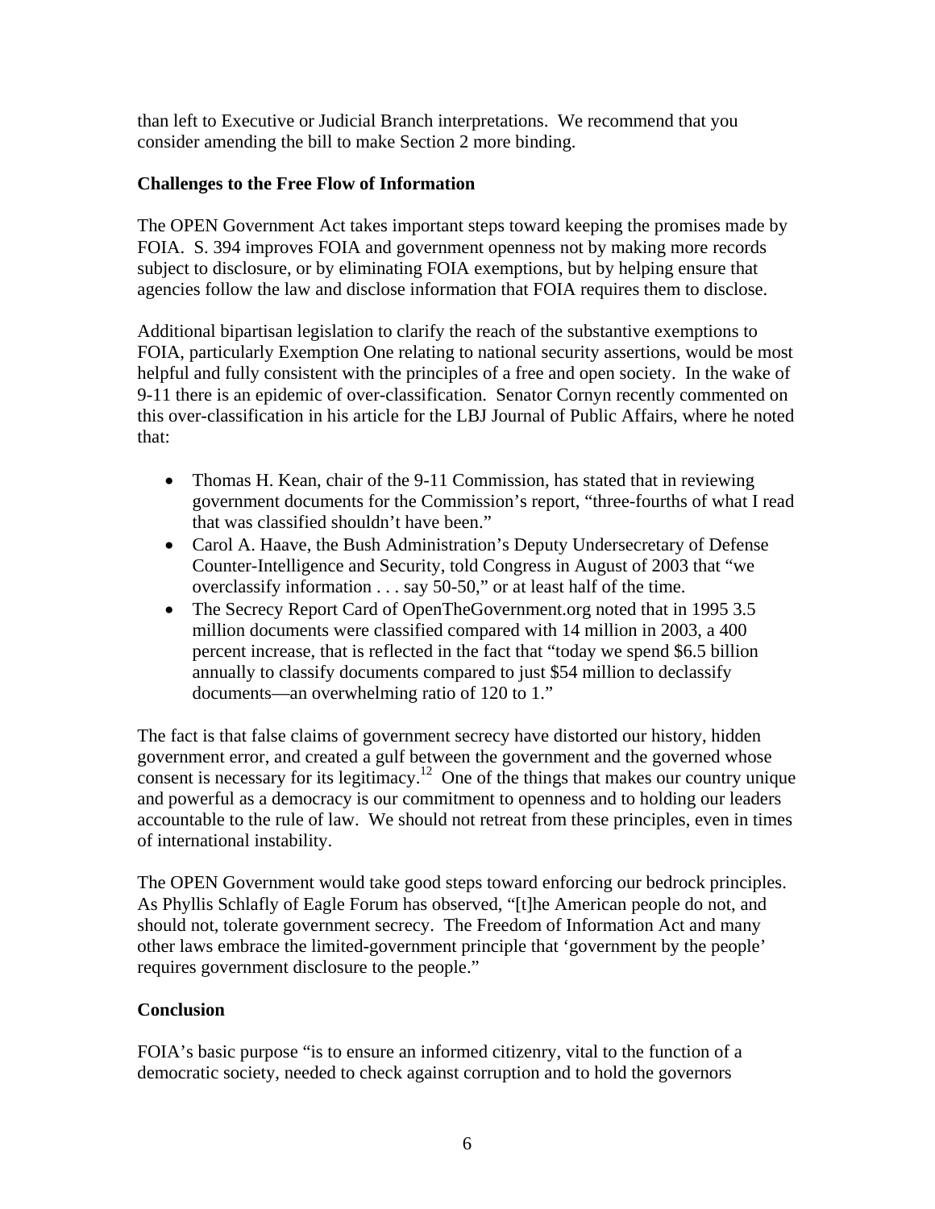than left to Executive or Judicial Branch interpretations. We recommend that you consider amending the bill to make Section 2 more binding.

**Challenges to the Free Flow of Information**

The OPEN Government Act takes important steps toward keeping the promises made by FOIA. S. 394 improves FOIA and government openness not by making more records subject to disclosure, or by eliminating FOIA exemptions, but by helping ensure that agencies follow the law and disclose information that FOIA requires them to disclose.

Additional bipartisan legislation to clarify the reach of the substantive exemptions to FOIA, particularly Exemption One relating to national security assertions, would be most helpful and fully consistent with the principles of a free and open society. In the wake of 9-11 there is an epidemic of over-classification. Senator Cornyn recently commented on this over-classification in his article for the LBJ Journal of Public Affairs, where he noted that:

- Thomas H. Kean, chair of the 9-11 Commission, has stated that in reviewing government documents for the Commission's report, "three-fourths of what I read that was classified shouldn't have been."
- Carol A. Haave, the Bush Administration's Deputy Undersecretary of Defense Counter-Intelligence and Security, told Congress in August of 2003 that "we overclassify information . . . say 50-50," or at least half of the time.
- The Secrecy Report Card of OpenTheGovernment.org noted that in 1995 3.5 million documents were classified compared with 14 million in 2003, a 400 percent increase, that is reflected in the fact that "today we spend $6.5 billion annually to classify documents compared to just $54 million to declassify documents—an overwhelming ratio of 120 to 1."

The fact is that false claims of government secrecy have distorted our history, hidden government error, and created a gulf between the government and the governed whose consent is necessary for its legitimacy.[12] One of the things that makes our country unique and powerful as a democracy is our commitment to openness and to holding our leaders accountable to the rule of law. We should not retreat from these principles, even in times of international instability.

The OPEN Government would take good steps toward enforcing our bedrock principles. As Phyllis Schlafly of Eagle Forum has observed, "[t]he American people do not, and should not, tolerate government secrecy. The Freedom of Information Act and many other laws embrace the limited-government principle that 'government by the people' requires government disclosure to the people."

**Conclusion**

FOIA's basic purpose "is to ensure an informed citizenry, vital to the function of a democratic society, needed to check against corruption and to hold the governors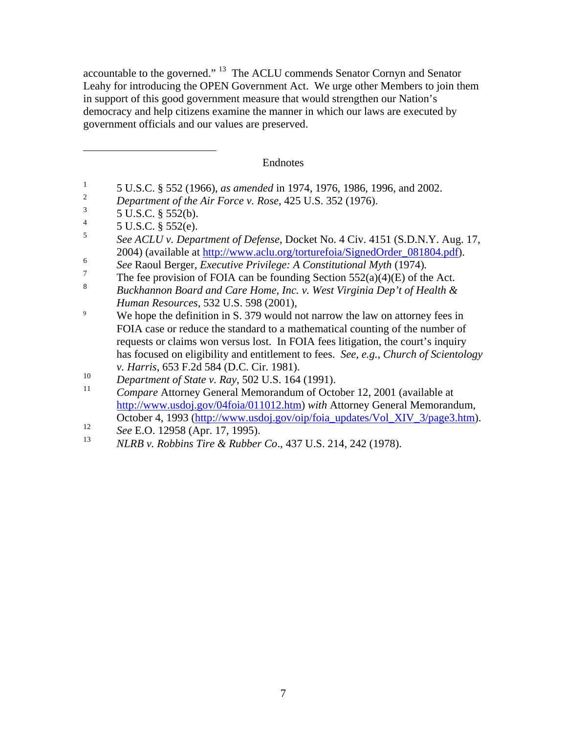accountable to the governed." [13] The ACLU commends Senator Cornyn and Senator Leahy for introducing the OPEN Government Act. We urge other Members to join them in support of this good government measure that would strengthen our Nation's democracy and help citizens examine the manner in which our laws are executed by government officials and our values are preserved.

---

Endnotes

1. 5 U.S.C. § 552 (1966), *as amended* in 1974, 1976, 1986, 1996, and 2002.
2. *Department of the Air Force v. Rose*, 425 U.S. 352 (1976).
3. 5 U.S.C. § 552(b).
4. 5 U.S.C. § 552(e).
5. *See ACLU v. Department of Defense*, Docket No. 4 Civ. 4151 (S.D.N.Y. Aug. 17, 2004) (available at http://www.aclu.org/torturefoia/SignedOrder_081804.pdf).
6. *See* Raoul Berger, *Executive Privilege: A Constitutional Myth* (1974).
7. The fee provision of FOIA can be founding Section 552(a)(4)(E) of the Act.
8. *Buckhannon Board and Care Home, Inc. v. West Virginia Dep't of Health & Human Resources*, 532 U.S. 598 (2001),
9. We hope the definition in S. 379 would not narrow the law on attorney fees in FOIA case or reduce the standard to a mathematical counting of the number of requests or claims won versus lost. In FOIA fees litigation, the court's inquiry has focused on eligibility and entitlement to fees. *See, e.g.*, *Church of Scientology v. Harris*, 653 F.2d 584 (D.C. Cir. 1981).
10. *Department of State v. Ray*, 502 U.S. 164 (1991).
11. *Compare* Attorney General Memorandum of October 12, 2001 (available at http://www.usdoj.gov/04foia/011012.htm) *with* Attorney General Memorandum, October 4, 1993 (http://www.usdoj.gov/oip/foia_updates/Vol_XIV_3/page3.htm).
12. *See* E.O. 12958 (Apr. 17, 1995).
13. *NLRB v. Robbins Tire & Rubber Co*., 437 U.S. 214, 242 (1978).